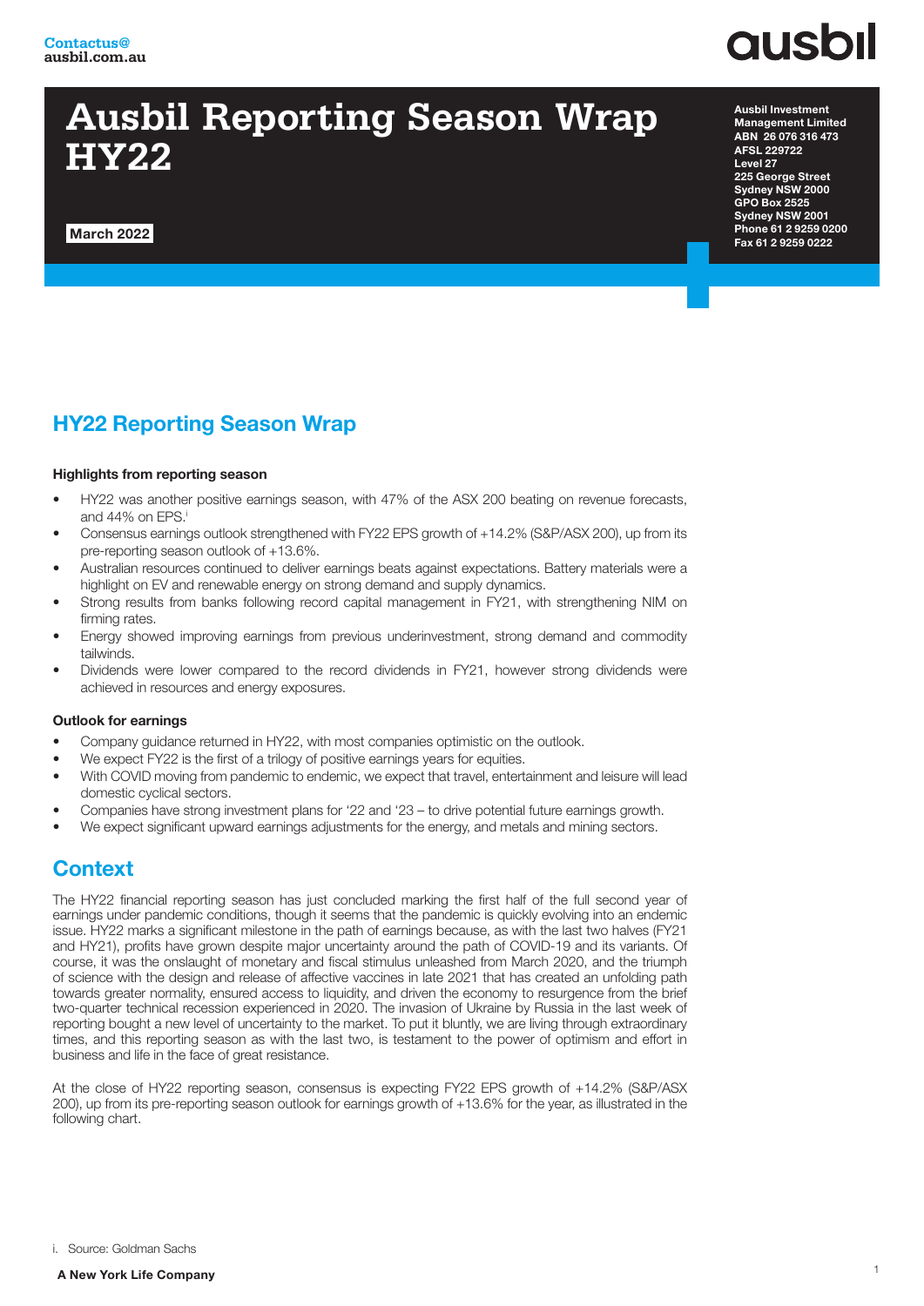Contactus@
ausbil.com.au

ausbil

# Ausbil Reporting Season Wrap HY22

March 2022

Ausbil Investment Management Limited
ABN 26 076 316 473
AFSL 229722
Level 27
225 George Street
Sydney NSW 2000
GPO Box 2525
Sydney NSW 2001
Phone 61 2 9259 0200
Fax 61 2 9259 0222

## HY22 Reporting Season Wrap

### Highlights from reporting season

- HY22 was another positive earnings season, with 47% of the ASX 200 beating on revenue forecasts, and 44% on EPS.[i]
- Consensus earnings outlook strengthened with FY22 EPS growth of +14.2% (S&P/ASX 200), up from its pre-reporting season outlook of +13.6%.
- Australian resources continued to deliver earnings beats against expectations. Battery materials were a highlight on EV and renewable energy on strong demand and supply dynamics.
- Strong results from banks following record capital management in FY21, with strengthening NIM on firming rates.
- Energy showed improving earnings from previous underinvestment, strong demand and commodity tailwinds.
- Dividends were lower compared to the record dividends in FY21, however strong dividends were achieved in resources and energy exposures.

### Outlook for earnings

- Company guidance returned in HY22, with most companies optimistic on the outlook.
- We expect FY22 is the first of a trilogy of positive earnings years for equities.
- With COVID moving from pandemic to endemic, we expect that travel, entertainment and leisure will lead domestic cyclical sectors.
- Companies have strong investment plans for '22 and '23 – to drive potential future earnings growth.
- We expect significant upward earnings adjustments for the energy, and metals and mining sectors.

## Context

The HY22 financial reporting season has just concluded marking the first half of the full second year of earnings under pandemic conditions, though it seems that the pandemic is quickly evolving into an endemic issue. HY22 marks a significant milestone in the path of earnings because, as with the last two halves (FY21 and HY21), profits have grown despite major uncertainty around the path of COVID-19 and its variants. Of course, it was the onslaught of monetary and fiscal stimulus unleashed from March 2020, and the triumph of science with the design and release of affective vaccines in late 2021 that has created an unfolding path towards greater normality, ensured access to liquidity, and driven the economy to resurgence from the brief two-quarter technical recession experienced in 2020. The invasion of Ukraine by Russia in the last week of reporting bought a new level of uncertainty to the market. To put it bluntly, we are living through extraordinary times, and this reporting season as with the last two, is testament to the power of optimism and effort in business and life in the face of great resistance.

At the close of HY22 reporting season, consensus is expecting FY22 EPS growth of +14.2% (S&P/ASX 200), up from its pre-reporting season outlook for earnings growth of +13.6% for the year, as illustrated in the following chart.

i. Source: Goldman Sachs

A New York Life Company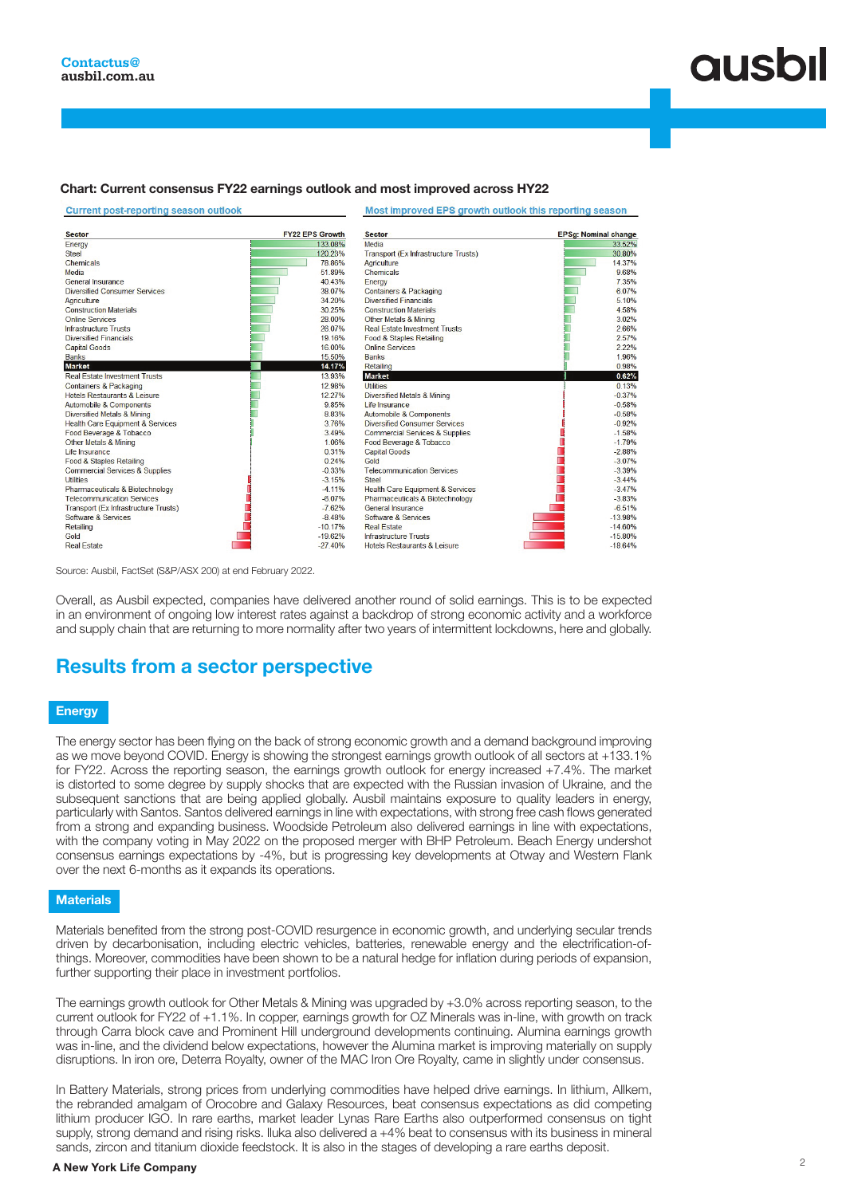**Chart: Current consensus FY22 earnings outlook and most improved across HY22**

**Current post-reporting season outlook**

| Sector | FY22 EPS Growth |
|---|---|
| Energy | 133.08% |
| Steel | 120.23% |
| Chemicals | 78.86% |
| Media | 51.89% |
| General Insurance | 40.43% |
| Diversified Consumer Services | 38.07% |
| Agriculture | 34.20% |
| Construction Materials | 30.25% |
| Online Services | 28.00% |
| Infrastructure Trusts | 26.07% |
| Diversified Financials | 19.16% |
| Capital Goods | 16.00% |
| Banks | 15.50% |
| **Market** | **14.17%** |
| Real Estate Investment Trusts | 13.93% |
| Containers & Packaging | 12.98% |
| Hotels Restaurants & Leisure | 12.27% |
| Automobile & Components | 9.85% |
| Diversified Metals & Mining | 8.83% |
| Health Care Equipment & Services | 3.76% |
| Food Beverage & Tobacco | 3.49% |
| Other Metals & Mining | 1.06% |
| Life Insurance | 0.31% |
| Food & Staples Retailing | 0.24% |
| Commercial Services & Supplies | -0.33% |
| Utilities | -3.15% |
| Pharmaceuticals & Biotechnology | -4.11% |
| Telecommunication Services | -6.07% |
| Transport (Ex Infrastructure Trusts) | -7.62% |
| Software & Services | -8.48% |
| Retailing | -10.17% |
| Gold | -19.62% |
| Real Estate | -27.40% |

**Most improved EPS growth outlook this reporting season**

| Sector | EPSg: Nominal change |
|---|---|
| Media | 33.52% |
| Transport (Ex Infrastructure Trusts) | 30.80% |
| Agriculture | 14.37% |
| Chemicals | 9.68% |
| Energy | 7.35% |
| Containers & Packaging | 6.07% |
| Diversified Financials | 5.10% |
| Construction Materials | 4.58% |
| Other Metals & Mining | 3.02% |
| Real Estate Investment Trusts | 2.66% |
| Food & Staples Retailing | 2.57% |
| Online Services | 2.22% |
| Banks | 1.96% |
| Retailing | 0.98% |
| **Market** | **0.62%** |
| Utilities | 0.13% |
| Diversified Metals & Mining | -0.37% |
| Life Insurance | -0.58% |
| Automobile & Components | -0.58% |
| Diversified Consumer Services | -0.92% |
| Commercial Services & Supplies | -1.58% |
| Food Beverage & Tobacco | -1.79% |
| Capital Goods | -2.88% |
| Gold | -3.07% |
| Telecommunication Services | -3.39% |
| Steel | -3.44% |
| Health Care Equipment & Services | -3.47% |
| Pharmaceuticals & Biotechnology | -3.83% |
| General Insurance | -6.51% |
| Software & Services | -13.98% |
| Real Estate | -14.60% |
| Infrastructure Trusts | -15.80% |
| Hotels Restaurants & Leisure | -18.64% |

Source: Ausbil, FactSet (S&P/ASX 200) at end February 2022.

Overall, as Ausbil expected, companies have delivered another round of solid earnings. This is to be expected in an environment of ongoing low interest rates against a backdrop of strong economic activity and a workforce and supply chain that are returning to more normality after two years of intermittent lockdowns, here and globally.

## Results from a sector perspective

### Energy

The energy sector has been flying on the back of strong economic growth and a demand background improving as we move beyond COVID. Energy is showing the strongest earnings growth outlook of all sectors at +133.1% for FY22. Across the reporting season, the earnings growth outlook for energy increased +7.4%. The market is distorted to some degree by supply shocks that are expected with the Russian invasion of Ukraine, and the subsequent sanctions that are being applied globally. Ausbil maintains exposure to quality leaders in energy, particularly with Santos. Santos delivered earnings in line with expectations, with strong free cash flows generated from a strong and expanding business. Woodside Petroleum also delivered earnings in line with expectations, with the company voting in May 2022 on the proposed merger with BHP Petroleum. Beach Energy undershot consensus earnings expectations by -4%, but is progressing key developments at Otway and Western Flank over the next 6-months as it expands its operations.

### Materials

Materials benefited from the strong post-COVID resurgence in economic growth, and underlying secular trends driven by decarbonisation, including electric vehicles, batteries, renewable energy and the electrification-of-things. Moreover, commodities have been shown to be a natural hedge for inflation during periods of expansion, further supporting their place in investment portfolios.

The earnings growth outlook for Other Metals & Mining was upgraded by +3.0% across reporting season, to the current outlook for FY22 of +1.1%. In copper, earnings growth for OZ Minerals was in-line, with growth on track through Carra block cave and Prominent Hill underground developments continuing. Alumina earnings growth was in-line, and the dividend below expectations, however the Alumina market is improving materially on supply disruptions. In iron ore, Deterra Royalty, owner of the MAC Iron Ore Royalty, came in slightly under consensus.

In Battery Materials, strong prices from underlying commodities have helped drive earnings. In lithium, Allkem, the rebranded amalgam of Orocobre and Galaxy Resources, beat consensus expectations as did competing lithium producer IGO. In rare earths, market leader Lynas Rare Earths also outperformed consensus on tight supply, strong demand and rising risks. Iluka also delivered a +4% beat to consensus with its business in mineral sands, zircon and titanium dioxide feedstock. It is also in the stages of developing a rare earths deposit.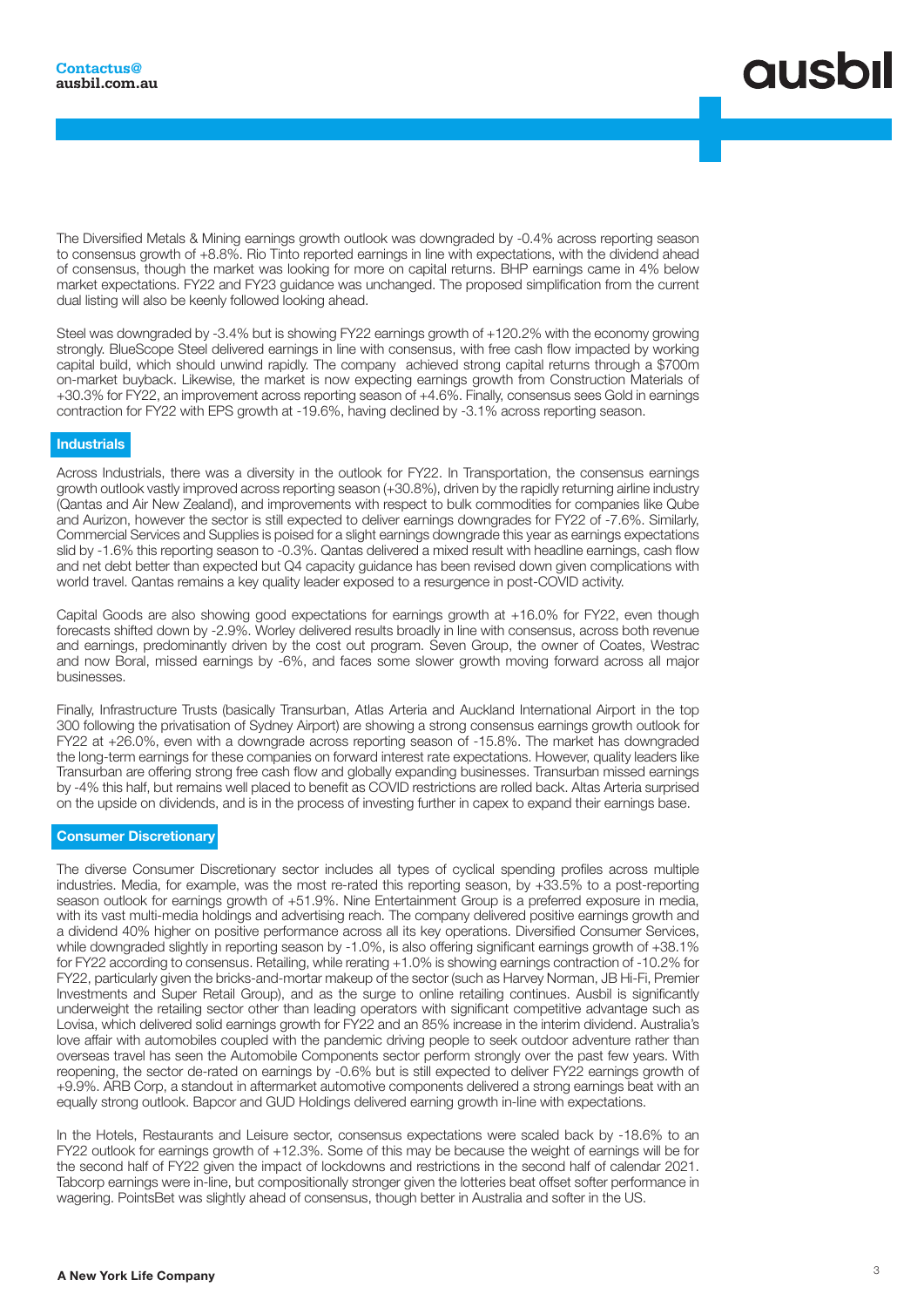The Diversified Metals & Mining earnings growth outlook was downgraded by -0.4% across reporting season to consensus growth of +8.8%. Rio Tinto reported earnings in line with expectations, with the dividend ahead of consensus, though the market was looking for more on capital returns. BHP earnings came in 4% below market expectations. FY22 and FY23 guidance was unchanged. The proposed simplification from the current dual listing will also be keenly followed looking ahead.

Steel was downgraded by -3.4% but is showing FY22 earnings growth of +120.2% with the economy growing strongly. BlueScope Steel delivered earnings in line with consensus, with free cash flow impacted by working capital build, which should unwind rapidly. The company achieved strong capital returns through a $700m on-market buyback. Likewise, the market is now expecting earnings growth from Construction Materials of +30.3% for FY22, an improvement across reporting season of +4.6%. Finally, consensus sees Gold in earnings contraction for FY22 with EPS growth at -19.6%, having declined by -3.1% across reporting season.

## Industrials

Across Industrials, there was a diversity in the outlook for FY22. In Transportation, the consensus earnings growth outlook vastly improved across reporting season (+30.8%), driven by the rapidly returning airline industry (Qantas and Air New Zealand), and improvements with respect to bulk commodities for companies like Qube and Aurizon, however the sector is still expected to deliver earnings downgrades for FY22 of -7.6%. Similarly, Commercial Services and Supplies is poised for a slight earnings downgrade this year as earnings expectations slid by -1.6% this reporting season to -0.3%. Qantas delivered a mixed result with headline earnings, cash flow and net debt better than expected but Q4 capacity guidance has been revised down given complications with world travel. Qantas remains a key quality leader exposed to a resurgence in post-COVID activity.

Capital Goods are also showing good expectations for earnings growth at +16.0% for FY22, even though forecasts shifted down by -2.9%. Worley delivered results broadly in line with consensus, across both revenue and earnings, predominantly driven by the cost out program. Seven Group, the owner of Coates, Westrac and now Boral, missed earnings by -6%, and faces some slower growth moving forward across all major businesses.

Finally, Infrastructure Trusts (basically Transurban, Atlas Arteria and Auckland International Airport in the top 300 following the privatisation of Sydney Airport) are showing a strong consensus earnings growth outlook for FY22 at +26.0%, even with a downgrade across reporting season of -15.8%. The market has downgraded the long-term earnings for these companies on forward interest rate expectations. However, quality leaders like Transurban are offering strong free cash flow and globally expanding businesses. Transurban missed earnings by -4% this half, but remains well placed to benefit as COVID restrictions are rolled back. Altas Arteria surprised on the upside on dividends, and is in the process of investing further in capex to expand their earnings base.

## Consumer Discretionary

The diverse Consumer Discretionary sector includes all types of cyclical spending profiles across multiple industries. Media, for example, was the most re-rated this reporting season, by +33.5% to a post-reporting season outlook for earnings growth of +51.9%. Nine Entertainment Group is a preferred exposure in media, with its vast multi-media holdings and advertising reach. The company delivered positive earnings growth and a dividend 40% higher on positive performance across all its key operations. Diversified Consumer Services, while downgraded slightly in reporting season by -1.0%, is also offering significant earnings growth of +38.1% for FY22 according to consensus. Retailing, while rerating +1.0% is showing earnings contraction of -10.2% for FY22, particularly given the bricks-and-mortar makeup of the sector (such as Harvey Norman, JB Hi-Fi, Premier Investments and Super Retail Group), and as the surge to online retailing continues. Ausbil is significantly underweight the retailing sector other than leading operators with significant competitive advantage such as Lovisa, which delivered solid earnings growth for FY22 and an 85% increase in the interim dividend. Australia's love affair with automobiles coupled with the pandemic driving people to seek outdoor adventure rather than overseas travel has seen the Automobile Components sector perform strongly over the past few years. With reopening, the sector de-rated on earnings by -0.6% but is still expected to deliver FY22 earnings growth of +9.9%. ARB Corp, a standout in aftermarket automotive components delivered a strong earnings beat with an equally strong outlook. Bapcor and GUD Holdings delivered earning growth in-line with expectations.

In the Hotels, Restaurants and Leisure sector, consensus expectations were scaled back by -18.6% to an FY22 outlook for earnings growth of +12.3%. Some of this may be because the weight of earnings will be for the second half of FY22 given the impact of lockdowns and restrictions in the second half of calendar 2021. Tabcorp earnings were in-line, but compositionally stronger given the lotteries beat offset softer performance in wagering. PointsBet was slightly ahead of consensus, though better in Australia and softer in the US.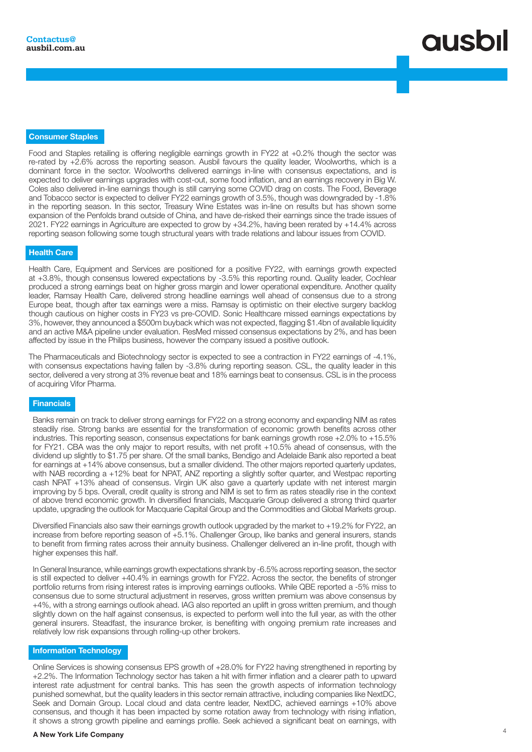## Consumer Staples

Food and Staples retailing is offering negligible earnings growth in FY22 at +0.2% though the sector was re-rated by +2.6% across the reporting season. Ausbil favours the quality leader, Woolworths, which is a dominant force in the sector. Woolworths delivered earnings in-line with consensus expectations, and is expected to deliver earnings upgrades with cost-out, some food inflation, and an earnings recovery in Big W. Coles also delivered in-line earnings though is still carrying some COVID drag on costs. The Food, Beverage and Tobacco sector is expected to deliver FY22 earnings growth of 3.5%, though was downgraded by -1.8% in the reporting season. In this sector, Treasury Wine Estates was in-line on results but has shown some expansion of the Penfolds brand outside of China, and have de-risked their earnings since the trade issues of 2021. FY22 earnings in Agriculture are expected to grow by +34.2%, having been rerated by +14.4% across reporting season following some tough structural years with trade relations and labour issues from COVID.

## Health Care

Health Care, Equipment and Services are positioned for a positive FY22, with earnings growth expected at +3.8%, though consensus lowered expectations by -3.5% this reporting round. Quality leader, Cochlear produced a strong earnings beat on higher gross margin and lower operational expenditure. Another quality leader, Ramsay Health Care, delivered strong headline earnings well ahead of consensus due to a strong Europe beat, though after tax earnings were a miss. Ramsay is optimistic on their elective surgery backlog though cautious on higher costs in FY23 vs pre-COVID. Sonic Healthcare missed earnings expectations by 3%, however, they announced a $500m buyback which was not expected, flagging $1.4bn of available liquidity and an active M&A pipeline under evaluation. ResMed missed consensus expectations by 2%, and has been affected by issue in the Philips business, however the company issued a positive outlook.

The Pharmaceuticals and Biotechnology sector is expected to see a contraction in FY22 earnings of -4.1%, with consensus expectations having fallen by -3.8% during reporting season. CSL, the quality leader in this sector, delivered a very strong at 3% revenue beat and 18% earnings beat to consensus. CSL is in the process of acquiring Vifor Pharma.

## Financials

Banks remain on track to deliver strong earnings for FY22 on a strong economy and expanding NIM as rates steadily rise. Strong banks are essential for the transformation of economic growth benefits across other industries. This reporting season, consensus expectations for bank earnings growth rose +2.0% to +15.5% for FY21. CBA was the only major to report results, with net profit +10.5% ahead of consensus, with the dividend up slightly to $1.75 per share. Of the small banks, Bendigo and Adelaide Bank also reported a beat for earnings at +14% above consensus, but a smaller dividend. The other majors reported quarterly updates, with NAB recording a +12% beat for NPAT, ANZ reporting a slightly softer quarter, and Westpac reporting cash NPAT +13% ahead of consensus. Virgin UK also gave a quarterly update with net interest margin improving by 5 bps. Overall, credit quality is strong and NIM is set to firm as rates steadily rise in the context of above trend economic growth. In diversified financials, Macquarie Group delivered a strong third quarter update, upgrading the outlook for Macquarie Capital Group and the Commodities and Global Markets group.

Diversified Financials also saw their earnings growth outlook upgraded by the market to +19.2% for FY22, an increase from before reporting season of +5.1%. Challenger Group, like banks and general insurers, stands to benefit from firming rates across their annuity business. Challenger delivered an in-line profit, though with higher expenses this half.

In General Insurance, while earnings growth expectations shrank by -6.5% across reporting season, the sector is still expected to deliver +40.4% in earnings growth for FY22. Across the sector, the benefits of stronger portfolio returns from rising interest rates is improving earnings outlooks. While QBE reported a -5% miss to consensus due to some structural adjustment in reserves, gross written premium was above consensus by +4%, with a strong earnings outlook ahead. IAG also reported an uplift in gross written premium, and though slightly down on the half against consensus, is expected to perform well into the full year, as with the other general insurers. Steadfast, the insurance broker, is benefiting with ongoing premium rate increases and relatively low risk expansions through rolling-up other brokers.

## Information Technology

Online Services is showing consensus EPS growth of +28.0% for FY22 having strengthened in reporting by +2.2%. The Information Technology sector has taken a hit with firmer inflation and a clearer path to upward interest rate adjustment for central banks. This has seen the growth aspects of information technology punished somewhat, but the quality leaders in this sector remain attractive, including companies like NextDC, Seek and Domain Group. Local cloud and data centre leader, NextDC, achieved earnings +10% above consensus, and though it has been impacted by some rotation away from technology with rising inflation, it shows a strong growth pipeline and earnings profile. Seek achieved a significant beat on earnings, with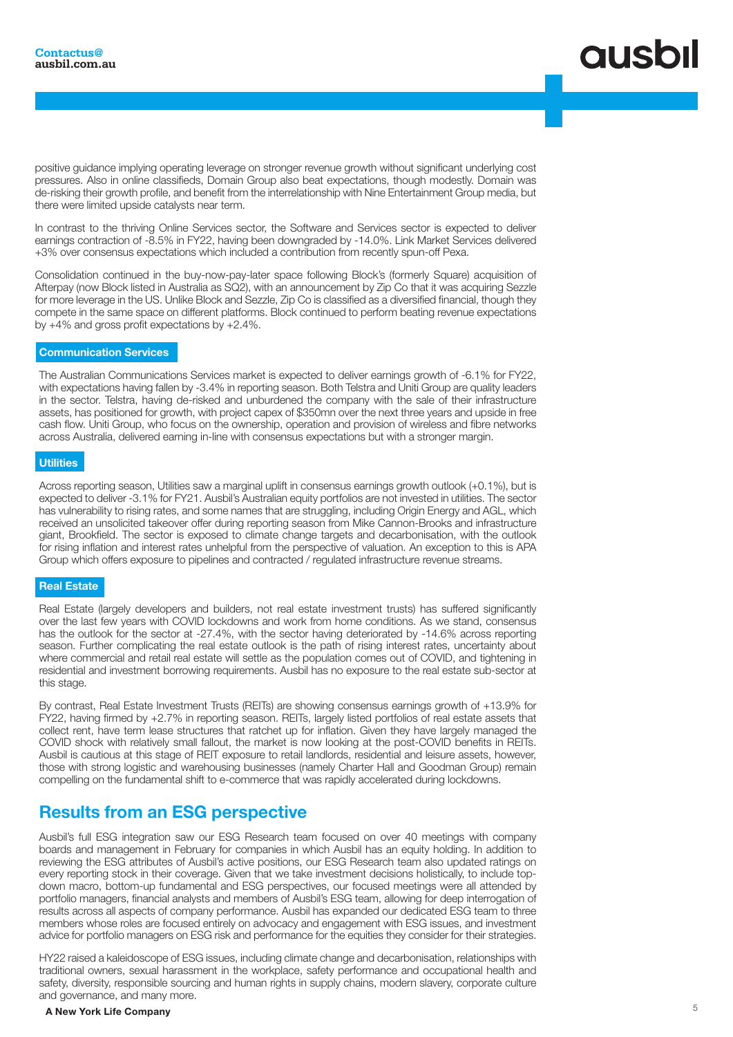positive guidance implying operating leverage on stronger revenue growth without significant underlying cost pressures. Also in online classifieds, Domain Group also beat expectations, though modestly. Domain was de-risking their growth profile, and benefit from the interrelationship with Nine Entertainment Group media, but there were limited upside catalysts near term.

In contrast to the thriving Online Services sector, the Software and Services sector is expected to deliver earnings contraction of -8.5% in FY22, having been downgraded by -14.0%. Link Market Services delivered +3% over consensus expectations which included a contribution from recently spun-off Pexa.

Consolidation continued in the buy-now-pay-later space following Block's (formerly Square) acquisition of Afterpay (now Block listed in Australia as SQ2), with an announcement by Zip Co that it was acquiring Sezzle for more leverage in the US. Unlike Block and Sezzle, Zip Co is classified as a diversified financial, though they compete in the same space on different platforms. Block continued to perform beating revenue expectations by +4% and gross profit expectations by +2.4%.

### Communication Services

The Australian Communications Services market is expected to deliver earnings growth of -6.1% for FY22, with expectations having fallen by -3.4% in reporting season. Both Telstra and Uniti Group are quality leaders in the sector. Telstra, having de-risked and unburdened the company with the sale of their infrastructure assets, has positioned for growth, with project capex of $350mn over the next three years and upside in free cash flow. Uniti Group, who focus on the ownership, operation and provision of wireless and fibre networks across Australia, delivered earning in-line with consensus expectations but with a stronger margin.

### Utilities

Across reporting season, Utilities saw a marginal uplift in consensus earnings growth outlook (+0.1%), but is expected to deliver -3.1% for FY21. Ausbil's Australian equity portfolios are not invested in utilities. The sector has vulnerability to rising rates, and some names that are struggling, including Origin Energy and AGL, which received an unsolicited takeover offer during reporting season from Mike Cannon-Brooks and infrastructure giant, Brookfield. The sector is exposed to climate change targets and decarbonisation, with the outlook for rising inflation and interest rates unhelpful from the perspective of valuation. An exception to this is APA Group which offers exposure to pipelines and contracted / regulated infrastructure revenue streams.

### Real Estate

Real Estate (largely developers and builders, not real estate investment trusts) has suffered significantly over the last few years with COVID lockdowns and work from home conditions. As we stand, consensus has the outlook for the sector at -27.4%, with the sector having deteriorated by -14.6% across reporting season. Further complicating the real estate outlook is the path of rising interest rates, uncertainty about where commercial and retail real estate will settle as the population comes out of COVID, and tightening in residential and investment borrowing requirements. Ausbil has no exposure to the real estate sub-sector at this stage.

By contrast, Real Estate Investment Trusts (REITs) are showing consensus earnings growth of +13.9% for FY22, having firmed by +2.7% in reporting season. REITs, largely listed portfolios of real estate assets that collect rent, have term lease structures that ratchet up for inflation. Given they have largely managed the COVID shock with relatively small fallout, the market is now looking at the post-COVID benefits in REITs. Ausbil is cautious at this stage of REIT exposure to retail landlords, residential and leisure assets, however, those with strong logistic and warehousing businesses (namely Charter Hall and Goodman Group) remain compelling on the fundamental shift to e-commerce that was rapidly accelerated during lockdowns.

## Results from an ESG perspective

Ausbil's full ESG integration saw our ESG Research team focused on over 40 meetings with company boards and management in February for companies in which Ausbil has an equity holding. In addition to reviewing the ESG attributes of Ausbil's active positions, our ESG Research team also updated ratings on every reporting stock in their coverage. Given that we take investment decisions holistically, to include top-down macro, bottom-up fundamental and ESG perspectives, our focused meetings were all attended by portfolio managers, financial analysts and members of Ausbil's ESG team, allowing for deep interrogation of results across all aspects of company performance. Ausbil has expanded our dedicated ESG team to three members whose roles are focused entirely on advocacy and engagement with ESG issues, and investment advice for portfolio managers on ESG risk and performance for the equities they consider for their strategies.

HY22 raised a kaleidoscope of ESG issues, including climate change and decarbonisation, relationships with traditional owners, sexual harassment in the workplace, safety performance and occupational health and safety, diversity, responsible sourcing and human rights in supply chains, modern slavery, corporate culture and governance, and many more.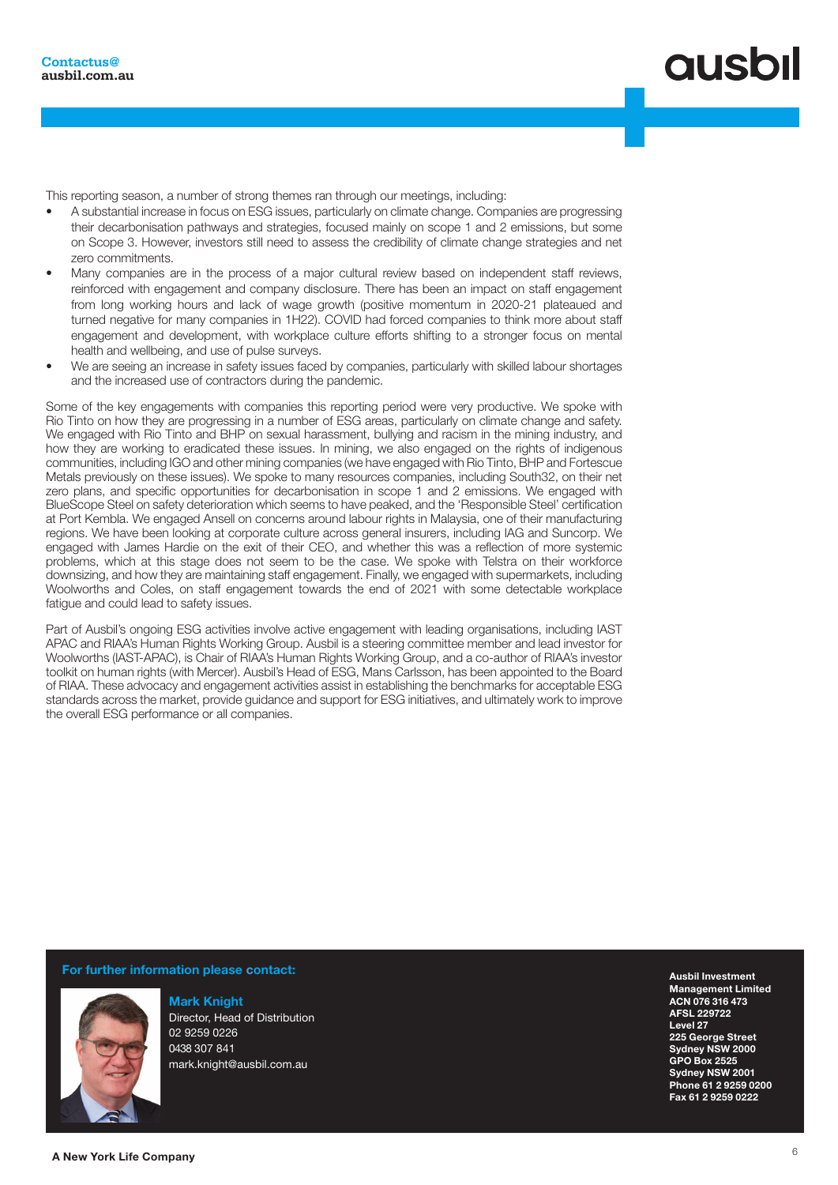This reporting season, a number of strong themes ran through our meetings, including:

- A substantial increase in focus on ESG issues, particularly on climate change. Companies are progressing their decarbonisation pathways and strategies, focused mainly on scope 1 and 2 emissions, but some on Scope 3. However, investors still need to assess the credibility of climate change strategies and net zero commitments.
- Many companies are in the process of a major cultural review based on independent staff reviews, reinforced with engagement and company disclosure. There has been an impact on staff engagement from long working hours and lack of wage growth (positive momentum in 2020-21 plateaued and turned negative for many companies in 1H22). COVID had forced companies to think more about staff engagement and development, with workplace culture efforts shifting to a stronger focus on mental health and wellbeing, and use of pulse surveys.
- We are seeing an increase in safety issues faced by companies, particularly with skilled labour shortages and the increased use of contractors during the pandemic.

Some of the key engagements with companies this reporting period were very productive. We spoke with Rio Tinto on how they are progressing in a number of ESG areas, particularly on climate change and safety. We engaged with Rio Tinto and BHP on sexual harassment, bullying and racism in the mining industry, and how they are working to eradicated these issues. In mining, we also engaged on the rights of indigenous communities, including IGO and other mining companies (we have engaged with Rio Tinto, BHP and Fortescue Metals previously on these issues). We spoke to many resources companies, including South32, on their net zero plans, and specific opportunities for decarbonisation in scope 1 and 2 emissions. We engaged with BlueScope Steel on safety deterioration which seems to have peaked, and the 'Responsible Steel' certification at Port Kembla. We engaged Ansell on concerns around labour rights in Malaysia, one of their manufacturing regions. We have been looking at corporate culture across general insurers, including IAG and Suncorp. We engaged with James Hardie on the exit of their CEO, and whether this was a reflection of more systemic problems, which at this stage does not seem to be the case. We spoke with Telstra on their workforce downsizing, and how they are maintaining staff engagement. Finally, we engaged with supermarkets, including Woolworths and Coles, on staff engagement towards the end of 2021 with some detectable workplace fatigue and could lead to safety issues.

Part of Ausbil's ongoing ESG activities involve active engagement with leading organisations, including IAST APAC and RIAA's Human Rights Working Group. Ausbil is a steering committee member and lead investor for Woolworths (IAST-APAC), is Chair of RIAA's Human Rights Working Group, and a co-author of RIAA's investor toolkit on human rights (with Mercer). Ausbil's Head of ESG, Mans Carlsson, has been appointed to the Board of RIAA. These advocacy and engagement activities assist in establishing the benchmarks for acceptable ESG standards across the market, provide guidance and support for ESG initiatives, and ultimately work to improve the overall ESG performance or all companies.

**For further information please contact:**

**Mark Knight**
Director, Head of Distribution
02 9259 0226
0438 307 841
mark.knight@ausbil.com.au

**Ausbil Investment Management Limited**
**ACN 076 316 473**
**AFSL 229722**
**Level 27**
**225 George Street**
**Sydney NSW 2000**
**GPO Box 2525**
**Sydney NSW 2001**
**Phone 61 2 9259 0200**
**Fax 61 2 9259 0222**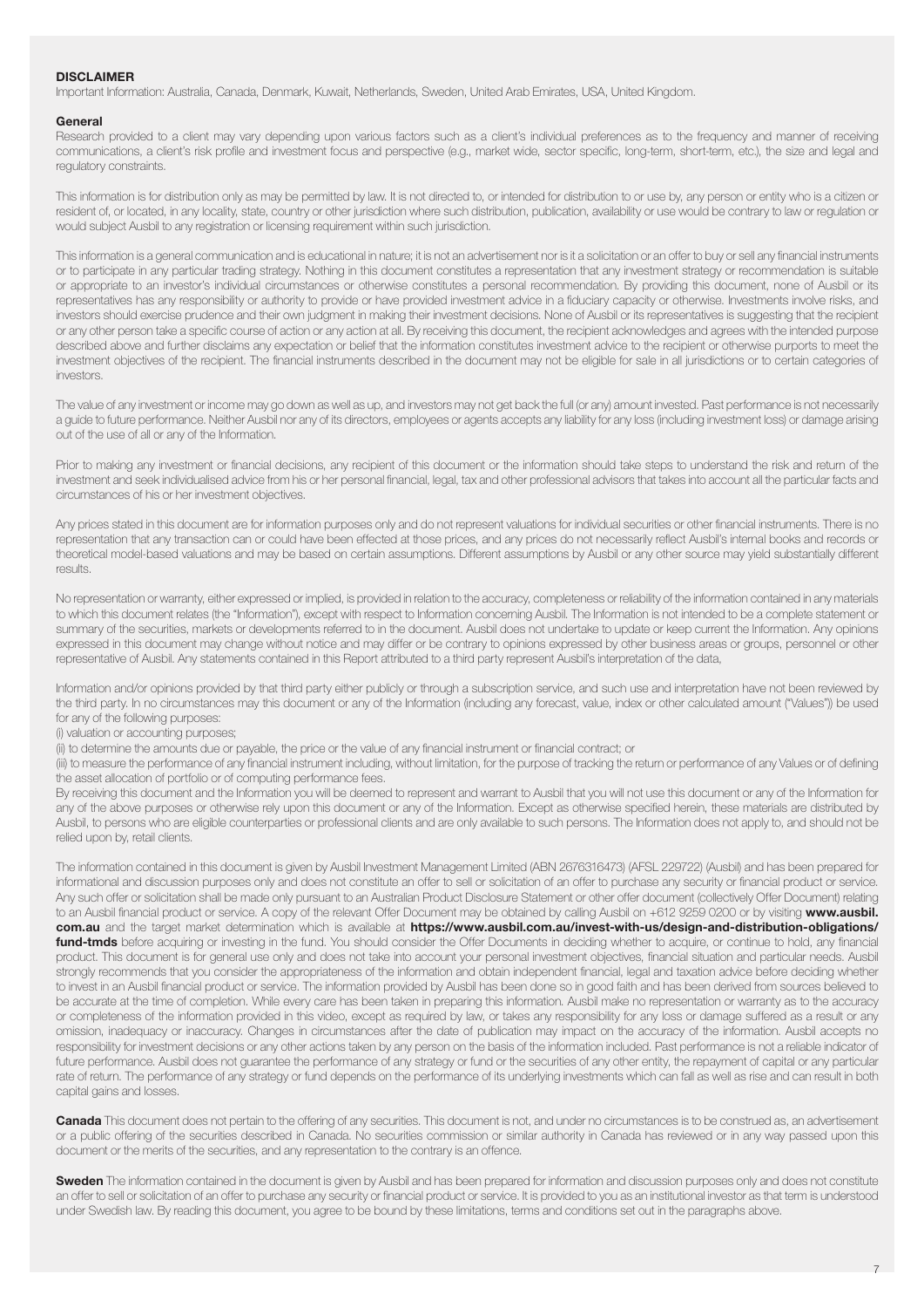**DISCLAIMER**

Important Information: Australia, Canada, Denmark, Kuwait, Netherlands, Sweden, United Arab Emirates, USA, United Kingdom.

**General**

Research provided to a client may vary depending upon various factors such as a client's individual preferences as to the frequency and manner of receiving communications, a client's risk profile and investment focus and perspective (e.g., market wide, sector specific, long-term, short-term, etc.), the size and legal and regulatory constraints.

This information is for distribution only as may be permitted by law. It is not directed to, or intended for distribution to or use by, any person or entity who is a citizen or resident of, or located, in any locality, state, country or other jurisdiction where such distribution, publication, availability or use would be contrary to law or regulation or would subject Ausbil to any registration or licensing requirement within such jurisdiction.

This information is a general communication and is educational in nature; it is not an advertisement nor is it a solicitation or an offer to buy or sell any financial instruments or to participate in any particular trading strategy. Nothing in this document constitutes a representation that any investment strategy or recommendation is suitable or appropriate to an investor's individual circumstances or otherwise constitutes a personal recommendation. By providing this document, none of Ausbil or its representatives has any responsibility or authority to provide or have provided investment advice in a fiduciary capacity or otherwise. Investments involve risks, and investors should exercise prudence and their own judgment in making their investment decisions. None of Ausbil or its representatives is suggesting that the recipient or any other person take a specific course of action or any action at all. By receiving this document, the recipient acknowledges and agrees with the intended purpose described above and further disclaims any expectation or belief that the information constitutes investment advice to the recipient or otherwise purports to meet the investment objectives of the recipient. The financial instruments described in the document may not be eligible for sale in all jurisdictions or to certain categories of investors.

The value of any investment or income may go down as well as up, and investors may not get back the full (or any) amount invested. Past performance is not necessarily a guide to future performance. Neither Ausbil nor any of its directors, employees or agents accepts any liability for any loss (including investment loss) or damage arising out of the use of all or any of the Information.

Prior to making any investment or financial decisions, any recipient of this document or the information should take steps to understand the risk and return of the investment and seek individualised advice from his or her personal financial, legal, tax and other professional advisors that takes into account all the particular facts and circumstances of his or her investment objectives.

Any prices stated in this document are for information purposes only and do not represent valuations for individual securities or other financial instruments. There is no representation that any transaction can or could have been effected at those prices, and any prices do not necessarily reflect Ausbil's internal books and records or theoretical model-based valuations and may be based on certain assumptions. Different assumptions by Ausbil or any other source may yield substantially different results.

No representation or warranty, either expressed or implied, is provided in relation to the accuracy, completeness or reliability of the information contained in any materials to which this document relates (the "Information"), except with respect to Information concerning Ausbil. The Information is not intended to be a complete statement or summary of the securities, markets or developments referred to in the document. Ausbil does not undertake to update or keep current the Information. Any opinions expressed in this document may change without notice and may differ or be contrary to opinions expressed by other business areas or groups, personnel or other representative of Ausbil. Any statements contained in this Report attributed to a third party represent Ausbil's interpretation of the data,

Information and/or opinions provided by that third party either publicly or through a subscription service, and such use and interpretation have not been reviewed by the third party. In no circumstances may this document or any of the Information (including any forecast, value, index or other calculated amount ("Values")) be used for any of the following purposes:

(i) valuation or accounting purposes;

(ii) to determine the amounts due or payable, the price or the value of any financial instrument or financial contract; or

(iii) to measure the performance of any financial instrument including, without limitation, for the purpose of tracking the return or performance of any Values or of defining the asset allocation of portfolio or of computing performance fees.

By receiving this document and the Information you will be deemed to represent and warrant to Ausbil that you will not use this document or any of the Information for any of the above purposes or otherwise rely upon this document or any of the Information. Except as otherwise specified herein, these materials are distributed by Ausbil, to persons who are eligible counterparties or professional clients and are only available to such persons. The Information does not apply to, and should not be relied upon by, retail clients.

The information contained in this document is given by Ausbil Investment Management Limited (ABN 2676316473) (AFSL 229722) (Ausbil) and has been prepared for informational and discussion purposes only and does not constitute an offer to sell or solicitation of an offer to purchase any security or financial product or service. Any such offer or solicitation shall be made only pursuant to an Australian Product Disclosure Statement or other offer document (collectively Offer Document) relating to an Ausbil financial product or service. A copy of the relevant Offer Document may be obtained by calling Ausbil on +612 9259 0200 or by visiting **www.ausbil.com.au** and the target market determination which is available at **https://www.ausbil.com.au/invest-with-us/design-and-distribution-obligations/fund-tmds** before acquiring or investing in the fund. You should consider the Offer Documents in deciding whether to acquire, or continue to hold, any financial product. This document is for general use only and does not take into account your personal investment objectives, financial situation and particular needs. Ausbil strongly recommends that you consider the appropriateness of the information and obtain independent financial, legal and taxation advice before deciding whether to invest in an Ausbil financial product or service. The information provided by Ausbil has been done so in good faith and has been derived from sources believed to be accurate at the time of completion. While every care has been taken in preparing this information. Ausbil make no representation or warranty as to the accuracy or completeness of the information provided in this video, except as required by law, or takes any responsibility for any loss or damage suffered as a result or any omission, inadequacy or inaccuracy. Changes in circumstances after the date of publication may impact on the accuracy of the information. Ausbil accepts no responsibility for investment decisions or any other actions taken by any person on the basis of the information included. Past performance is not a reliable indicator of future performance. Ausbil does not guarantee the performance of any strategy or fund or the securities of any other entity, the repayment of capital or any particular rate of return. The performance of any strategy or fund depends on the performance of its underlying investments which can fall as well as rise and can result in both capital gains and losses.

**Canada** This document does not pertain to the offering of any securities. This document is not, and under no circumstances is to be construed as, an advertisement or a public offering of the securities described in Canada. No securities commission or similar authority in Canada has reviewed or in any way passed upon this document or the merits of the securities, and any representation to the contrary is an offence.

**Sweden** The information contained in the document is given by Ausbil and has been prepared for information and discussion purposes only and does not constitute an offer to sell or solicitation of an offer to purchase any security or financial product or service. It is provided to you as an institutional investor as that term is understood under Swedish law. By reading this document, you agree to be bound by these limitations, terms and conditions set out in the paragraphs above.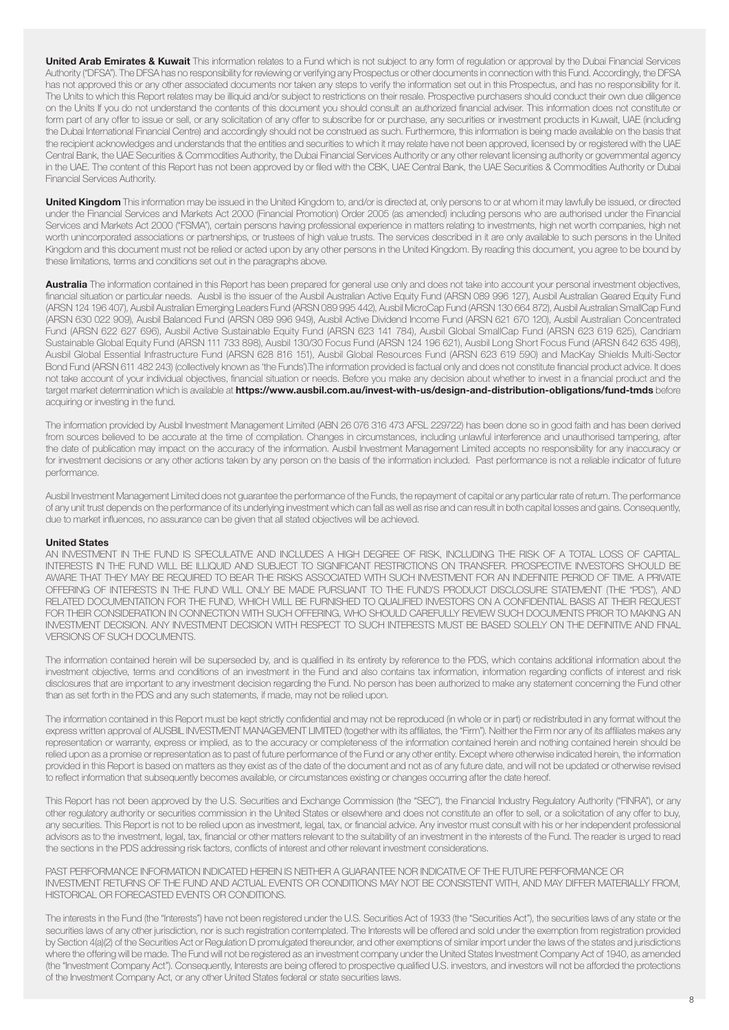**United Arab Emirates & Kuwait** This information relates to a Fund which is not subject to any form of regulation or approval by the Dubai Financial Services Authority ("DFSA"). The DFSA has no responsibility for reviewing or verifying any Prospectus or other documents in connection with this Fund. Accordingly, the DFSA has not approved this or any other associated documents nor taken any steps to verify the information set out in this Prospectus, and has no responsibility for it. The Units to which this Report relates may be illiquid and/or subject to restrictions on their resale. Prospective purchasers should conduct their own due diligence on the Units If you do not understand the contents of this document you should consult an authorized financial adviser. This information does not constitute or form part of any offer to issue or sell, or any solicitation of any offer to subscribe for or purchase, any securities or investment products in Kuwait, UAE (including the Dubai International Financial Centre) and accordingly should not be construed as such. Furthermore, this information is being made available on the basis that the recipient acknowledges and understands that the entities and securities to which it may relate have not been approved, licensed by or registered with the UAE Central Bank, the UAE Securities & Commodities Authority, the Dubai Financial Services Authority or any other relevant licensing authority or governmental agency in the UAE. The content of this Report has not been approved by or filed with the CBK, UAE Central Bank, the UAE Securities & Commodities Authority or Dubai Financial Services Authority.

**United Kingdom** This information may be issued in the United Kingdom to, and/or is directed at, only persons to or at whom it may lawfully be issued, or directed under the Financial Services and Markets Act 2000 (Financial Promotion) Order 2005 (as amended) including persons who are authorised under the Financial Services and Markets Act 2000 ("FSMA"), certain persons having professional experience in matters relating to investments, high net worth companies, high net worth unincorporated associations or partnerships, or trustees of high value trusts. The services described in it are only available to such persons in the United Kingdom and this document must not be relied or acted upon by any other persons in the United Kingdom. By reading this document, you agree to be bound by these limitations, terms and conditions set out in the paragraphs above.

**Australia** The information contained in this Report has been prepared for general use only and does not take into account your personal investment objectives, financial situation or particular needs. Ausbil is the issuer of the Ausbil Australian Active Equity Fund (ARSN 089 996 127), Ausbil Australian Geared Equity Fund (ARSN 124 196 407), Ausbil Australian Emerging Leaders Fund (ARSN 089 995 442), Ausbil MicroCap Fund (ARSN 130 664 872), Ausbil Australian SmallCap Fund (ARSN 630 022 909), Ausbil Balanced Fund (ARSN 089 996 949), Ausbil Active Dividend Income Fund (ARSN 621 670 120), Ausbil Australian Concentrated Fund (ARSN 622 627 696), Ausbil Active Sustainable Equity Fund (ARSN 623 141 784), Ausbil Global SmallCap Fund (ARSN 623 619 625), Candriam Sustainable Global Equity Fund (ARSN 111 733 898), Ausbil 130/30 Focus Fund (ARSN 124 196 621), Ausbil Long Short Focus Fund (ARSN 642 635 498), Ausbil Global Essential Infrastructure Fund (ARSN 628 816 151), Ausbil Global Resources Fund (ARSN 623 619 590) and MacKay Shields Multi-Sector Bond Fund (ARSN 611 482 243) (collectively known as 'the Funds').The information provided is factual only and does not constitute financial product advice. It does not take account of your individual objectives, financial situation or needs. Before you make any decision about whether to invest in a financial product and the target market determination which is available at **https://www.ausbil.com.au/invest-with-us/design-and-distribution-obligations/fund-tmds** before acquiring or investing in the fund.

The information provided by Ausbil Investment Management Limited (ABN 26 076 316 473 AFSL 229722) has been done so in good faith and has been derived from sources believed to be accurate at the time of compilation. Changes in circumstances, including unlawful interference and unauthorised tampering, after the date of publication may impact on the accuracy of the information. Ausbil Investment Management Limited accepts no responsibility for any inaccuracy or for investment decisions or any other actions taken by any person on the basis of the information included. Past performance is not a reliable indicator of future performance.

Ausbil Investment Management Limited does not guarantee the performance of the Funds, the repayment of capital or any particular rate of return. The performance of any unit trust depends on the performance of its underlying investment which can fall as well as rise and can result in both capital losses and gains. Consequently, due to market influences, no assurance can be given that all stated objectives will be achieved.

**United States**

AN INVESTMENT IN THE FUND IS SPECULATIVE AND INCLUDES A HIGH DEGREE OF RISK, INCLUDING THE RISK OF A TOTAL LOSS OF CAPITAL. INTERESTS IN THE FUND WILL BE ILLIQUID AND SUBJECT TO SIGNIFICANT RESTRICTIONS ON TRANSFER. PROSPECTIVE INVESTORS SHOULD BE AWARE THAT THEY MAY BE REQUIRED TO BEAR THE RISKS ASSOCIATED WITH SUCH INVESTMENT FOR AN INDEFINITE PERIOD OF TIME. A PRIVATE OFFERING OF INTERESTS IN THE FUND WILL ONLY BE MADE PURSUANT TO THE FUND'S PRODUCT DISCLOSURE STATEMENT (THE "PDS"), AND RELATED DOCUMENTATION FOR THE FUND, WHICH WILL BE FURNISHED TO QUALIFIED INVESTORS ON A CONFIDENTIAL BASIS AT THEIR REQUEST FOR THEIR CONSIDERATION IN CONNECTION WITH SUCH OFFERING, WHO SHOULD CAREFULLY REVIEW SUCH DOCUMENTS PRIOR TO MAKING AN INVESTMENT DECISION. ANY INVESTMENT DECISION WITH RESPECT TO SUCH INTERESTS MUST BE BASED SOLELY ON THE DEFINITIVE AND FINAL VERSIONS OF SUCH DOCUMENTS.

The information contained herein will be superseded by, and is qualified in its entirety by reference to the PDS, which contains additional information about the investment objective, terms and conditions of an investment in the Fund and also contains tax information, information regarding conflicts of interest and risk disclosures that are important to any investment decision regarding the Fund. No person has been authorized to make any statement concerning the Fund other than as set forth in the PDS and any such statements, if made, may not be relied upon.

The information contained in this Report must be kept strictly confidential and may not be reproduced (in whole or in part) or redistributed in any format without the express written approval of AUSBIL INVESTMENT MANAGEMENT LIMITED (together with its affiliates, the "Firm"). Neither the Firm nor any of its affiliates makes any representation or warranty, express or implied, as to the accuracy or completeness of the information contained herein and nothing contained herein should be relied upon as a promise or representation as to past of future performance of the Fund or any other entity. Except where otherwise indicated herein, the information provided in this Report is based on matters as they exist as of the date of the document and not as of any future date, and will not be updated or otherwise revised to reflect information that subsequently becomes available, or circumstances existing or changes occurring after the date hereof.

This Report has not been approved by the U.S. Securities and Exchange Commission (the "SEC"), the Financial Industry Regulatory Authority ("FINRA"), or any other regulatory authority or securities commission in the United States or elsewhere and does not constitute an offer to sell, or a solicitation of any offer to buy, any securities. This Report is not to be relied upon as investment, legal, tax, or financial advice. Any investor must consult with his or her independent professional advisors as to the investment, legal, tax, financial or other matters relevant to the suitability of an investment in the interests of the Fund. The reader is urged to read the sections in the PDS addressing risk factors, conflicts of interest and other relevant investment considerations.

PAST PERFORMANCE INFORMATION INDICATED HEREIN IS NEITHER A GUARANTEE NOR INDICATIVE OF THE FUTURE PERFORMANCE OR INVESTMENT RETURNS OF THE FUND AND ACTUAL EVENTS OR CONDITIONS MAY NOT BE CONSISTENT WITH, AND MAY DIFFER MATERIALLY FROM, HISTORICAL OR FORECASTED EVENTS OR CONDITIONS.

The interests in the Fund (the "Interests") have not been registered under the U.S. Securities Act of 1933 (the "Securities Act"), the securities laws of any state or the securities laws of any other jurisdiction, nor is such registration contemplated. The Interests will be offered and sold under the exemption from registration provided by Section 4(a)(2) of the Securities Act or Regulation D promulgated thereunder, and other exemptions of similar import under the laws of the states and jurisdictions where the offering will be made. The Fund will not be registered as an investment company under the United States Investment Company Act of 1940, as amended (the "Investment Company Act"). Consequently, Interests are being offered to prospective qualified U.S. investors, and investors will not be afforded the protections of the Investment Company Act, or any other United States federal or state securities laws.